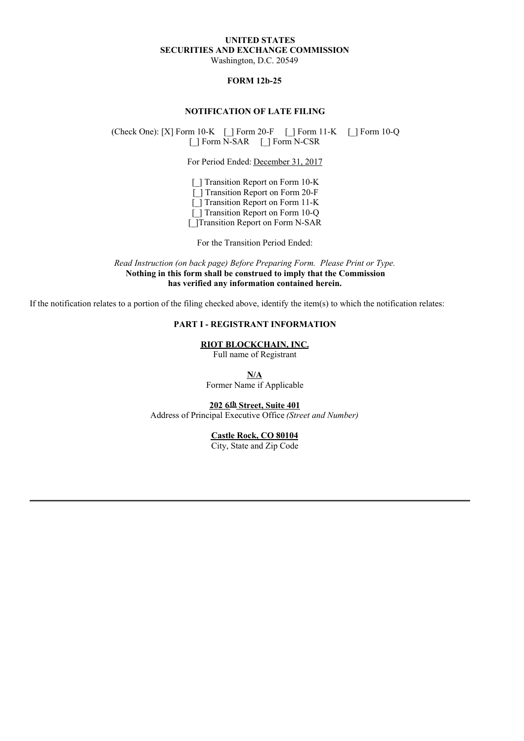**UNITED STATES**
**SECURITIES AND EXCHANGE COMMISSION**
Washington, D.C. 20549

**FORM 12b-25**

**NOTIFICATION OF LATE FILING**

(Check One): [X] Form 10-K [_] Form 20-F [_] Form 11-K [_] Form 10-Q
[_] Form N-SAR [_] Form N-CSR

For Period Ended: December 31, 2017

[_] Transition Report on Form 10-K
[_] Transition Report on Form 20-F
[_] Transition Report on Form 11-K
[_] Transition Report on Form 10-Q
[_]Transition Report on Form N-SAR

For the Transition Period Ended:

*Read Instruction (on back page) Before Preparing Form. Please Print or Type.*
**Nothing in this form shall be construed to imply that the Commission has verified any information contained herein.**

If the notification relates to a portion of the filing checked above, identify the item(s) to which the notification relates:

## PART I - REGISTRANT INFORMATION

**RIOT BLOCKCHAIN, INC.**
Full name of Registrant

**N/A**
Former Name if Applicable

**202 6th Street, Suite 401**
Address of Principal Executive Office *(Street and Number)*

**Castle Rock, CO 80104**
City, State and Zip Code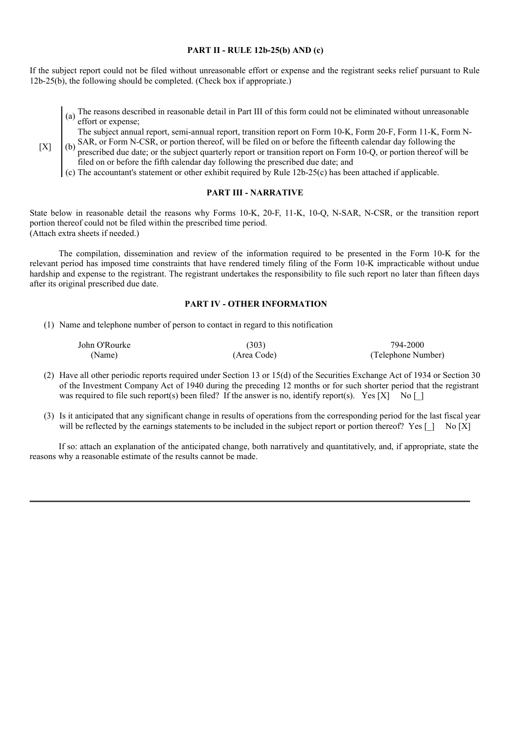**PART II - RULE 12b-25(b) AND (c)**

If the subject report could not be filed without unreasonable effort or expense and the registrant seeks relief pursuant to Rule 12b-25(b), the following should be completed. (Check box if appropriate.)

[X]

(a) The reasons described in reasonable detail in Part III of this form could not be eliminated without unreasonable effort or expense;

(b) The subject annual report, semi-annual report, transition report on Form 10-K, Form 20-F, Form 11-K, Form N-SAR, or Form N-CSR, or portion thereof, will be filed on or before the fifteenth calendar day following the prescribed due date; or the subject quarterly report or transition report on Form 10-Q, or portion thereof will be filed on or before the fifth calendar day following the prescribed due date; and

(c) The accountant's statement or other exhibit required by Rule 12b-25(c) has been attached if applicable.

**PART III - NARRATIVE**

State below in reasonable detail the reasons why Forms 10-K, 20-F, 11-K, 10-Q, N-SAR, N-CSR, or the transition report portion thereof could not be filed within the prescribed time period.
(Attach extra sheets if needed.)

The compilation, dissemination and review of the information required to be presented in the Form 10-K for the relevant period has imposed time constraints that have rendered timely filing of the Form 10-K impracticable without undue hardship and expense to the registrant. The registrant undertakes the responsibility to file such report no later than fifteen days after its original prescribed due date.

**PART IV - OTHER INFORMATION**

(1) Name and telephone number of person to contact in regard to this notification

| John O'Rourke | (303) | 794-2000 |
|---|---|---|
| (Name) | (Area Code) | (Telephone Number) |

(2) Have all other periodic reports required under Section 13 or 15(d) of the Securities Exchange Act of 1934 or Section 30 of the Investment Company Act of 1940 during the preceding 12 months or for such shorter period that the registrant was required to file such report(s) been filed? If the answer is no, identify report(s). Yes [X] No [_]

(3) Is it anticipated that any significant change in results of operations from the corresponding period for the last fiscal year will be reflected by the earnings statements to be included in the subject report or portion thereof? Yes [_] No [X]

If so: attach an explanation of the anticipated change, both narratively and quantitatively, and, if appropriate, state the reasons why a reasonable estimate of the results cannot be made.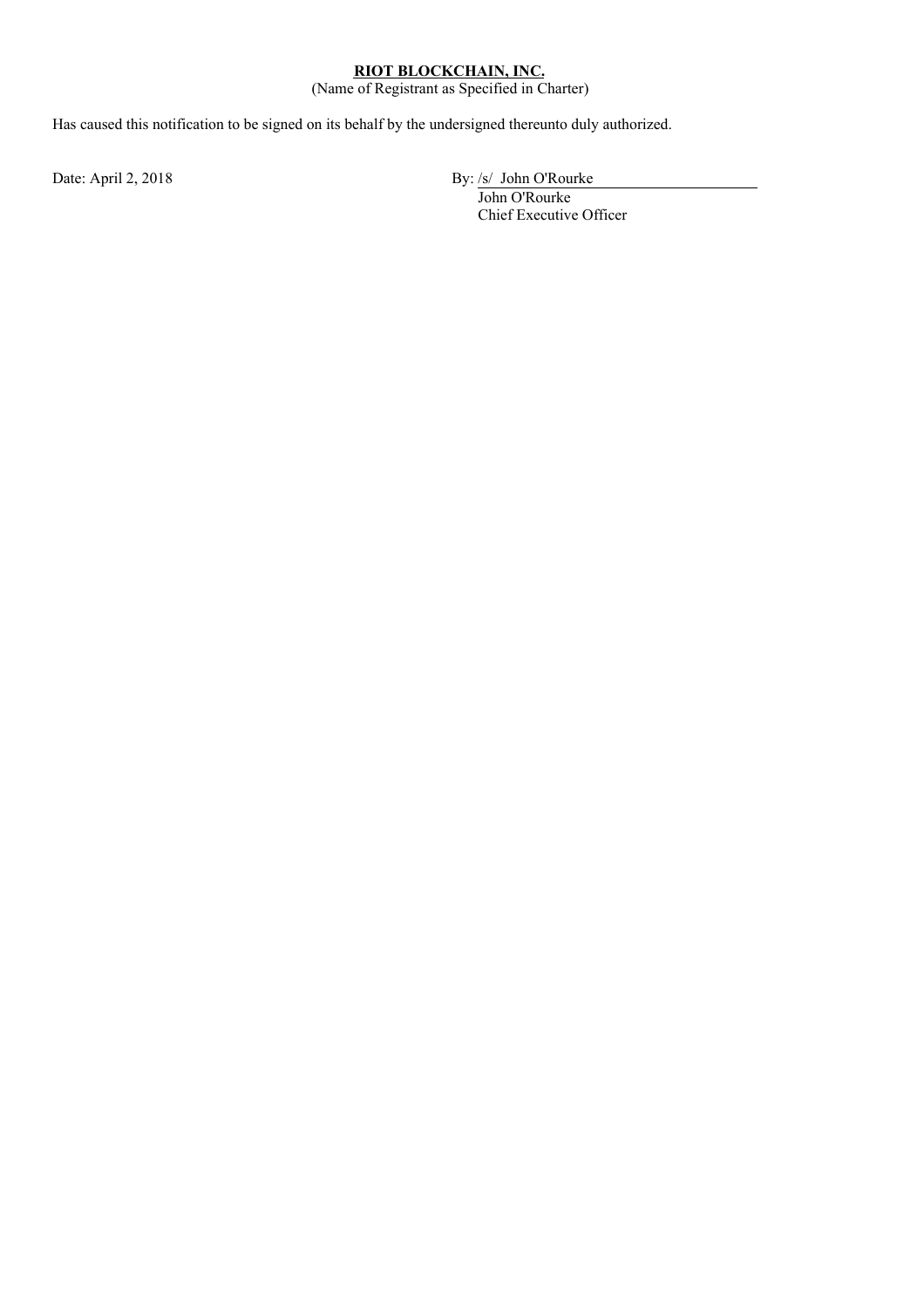**RIOT BLOCKCHAIN, INC.**

(Name of Registrant as Specified in Charter)

Has caused this notification to be signed on its behalf by the undersigned thereunto duly authorized.

Date: April 2, 2018

By: /s/ John O'Rourke

John O'Rourke

Chief Executive Officer